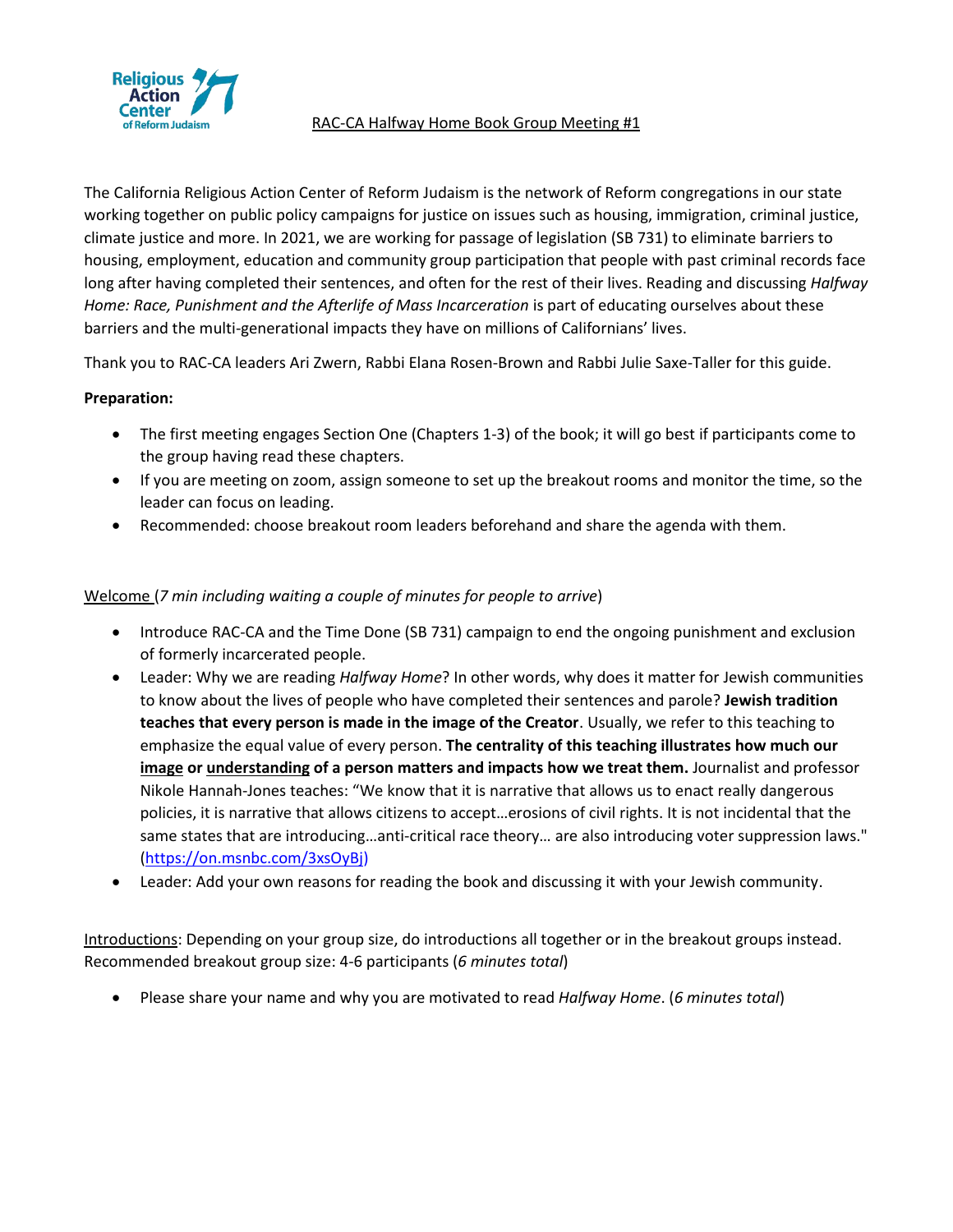# RAC-CA Halfway Home Book Group Meeting #1

The California Religious Action Center of Reform Judaism is the network of Reform congregations in our state working together on public policy campaigns for justice on issues such as housing, immigration, criminal justice, climate justice and more. In 2021, we are working for passage of legislation (SB 731) to eliminate barriers to housing, employment, education and community group participation that people with past criminal records face long after having completed their sentences, and often for the rest of their lives. Reading and discussing *Halfway Home: Race, Punishment and the Afterlife of Mass Incarceration* is part of educating ourselves about these barriers and the multi-generational impacts they have on millions of Californians' lives.

Thank you to RAC-CA leaders Ari Zwern, Rabbi Elana Rosen-Brown and Rabbi Julie Saxe-Taller for this guide.

**Preparation:**

- The first meeting engages Section One (Chapters 1-3) of the book; it will go best if participants come to the group having read these chapters.
- If you are meeting on zoom, assign someone to set up the breakout rooms and monitor the time, so the leader can focus on leading.
- Recommended: choose breakout room leaders beforehand and share the agenda with them.

<u>Welcome</u> (*7 min including waiting a couple of minutes for people to arrive*)

- Introduce RAC-CA and the Time Done (SB 731) campaign to end the ongoing punishment and exclusion of formerly incarcerated people.
- Leader: Why we are reading *Halfway Home*? In other words, why does it matter for Jewish communities to know about the lives of people who have completed their sentences and parole? **Jewish tradition teaches that every person is made in the image of the Creator**. Usually, we refer to this teaching to emphasize the equal value of every person. **The centrality of this teaching illustrates how much our <u>image</u> or <u>understanding</u> of a person matters and impacts how we treat them.** Journalist and professor Nikole Hannah-Jones teaches: "We know that it is narrative that allows us to enact really dangerous policies, it is narrative that allows citizens to accept…erosions of civil rights. It is not incidental that the same states that are introducing…anti-critical race theory… are also introducing voter suppression laws." (https://on.msnbc.com/3xsOyBj)
- Leader: Add your own reasons for reading the book and discussing it with your Jewish community.

<u>Introductions</u>: Depending on your group size, do introductions all together or in the breakout groups instead. Recommended breakout group size: 4-6 participants (*6 minutes total*)

- Please share your name and why you are motivated to read *Halfway Home*. (*6 minutes total*)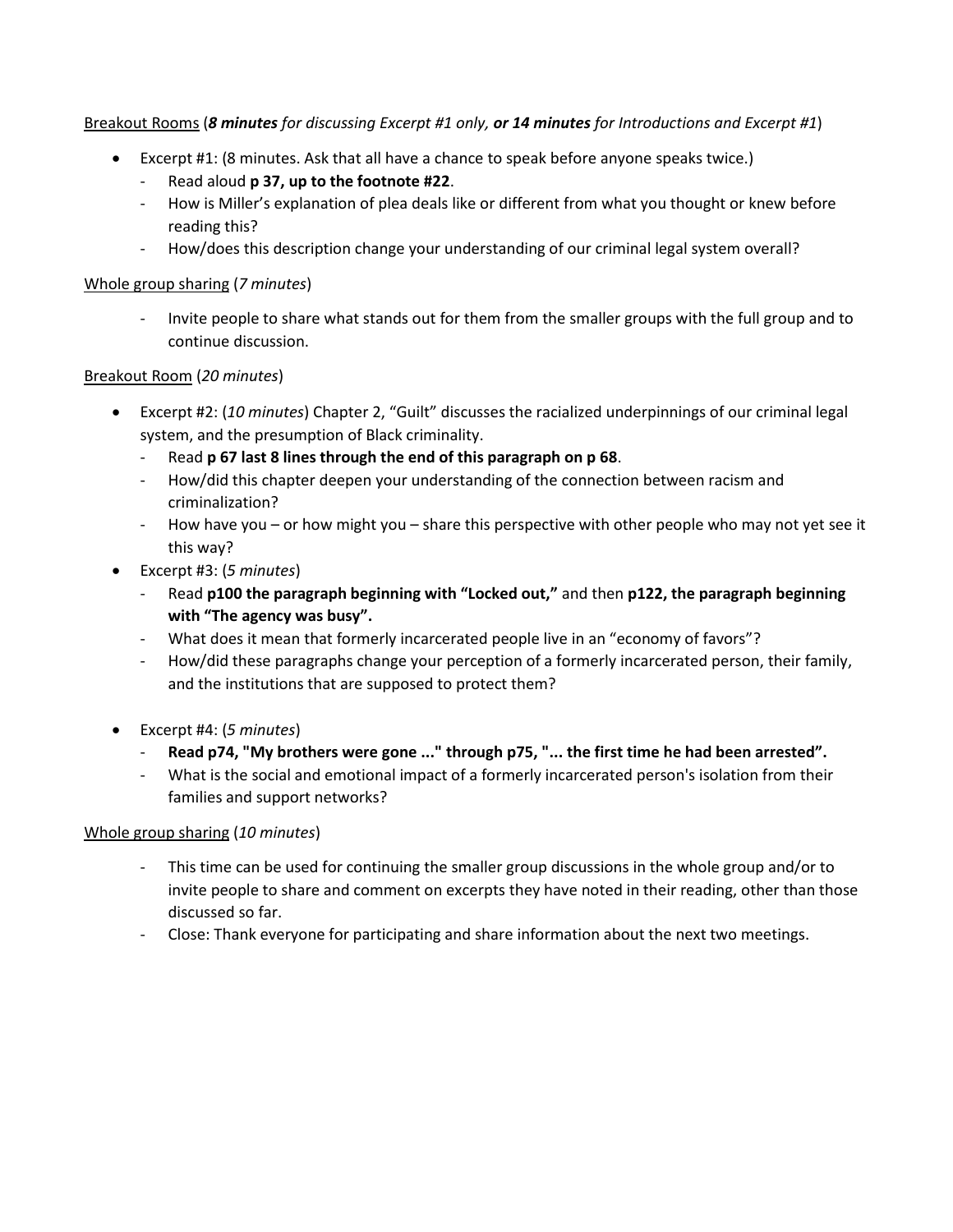<u>Breakout Rooms</u> (***8 minutes*** *for discussing Excerpt #1 only,* ***or 14 minutes*** *for Introductions and Excerpt #1*)

- Excerpt #1: (8 minutes. Ask that all have a chance to speak before anyone speaks twice.)
  - Read aloud **p 37, up to the footnote #22**.
  - How is Miller's explanation of plea deals like or different from what you thought or knew before reading this?
  - How/does this description change your understanding of our criminal legal system overall?

<u>Whole group sharing</u> (*7 minutes*)

- Invite people to share what stands out for them from the smaller groups with the full group and to continue discussion.

<u>Breakout Room</u> (*20 minutes*)

- Excerpt #2: (*10 minutes*) Chapter 2, "Guilt" discusses the racialized underpinnings of our criminal legal system, and the presumption of Black criminality.
  - Read **p 67 last 8 lines through the end of this paragraph on p 68**.
  - How/did this chapter deepen your understanding of the connection between racism and criminalization?
  - How have you – or how might you – share this perspective with other people who may not yet see it this way?
- Excerpt #3: (*5 minutes*)
  - Read **p100 the paragraph beginning with "Locked out,"** and then **p122, the paragraph beginning with "The agency was busy".**
  - What does it mean that formerly incarcerated people live in an "economy of favors"?
  - How/did these paragraphs change your perception of a formerly incarcerated person, their family, and the institutions that are supposed to protect them?
- Excerpt #4: (*5 minutes*)
  - **Read p74, "My brothers were gone ..." through p75, "... the first time he had been arrested".**
  - What is the social and emotional impact of a formerly incarcerated person's isolation from their families and support networks?

<u>Whole group sharing</u> (*10 minutes*)

- This time can be used for continuing the smaller group discussions in the whole group and/or to invite people to share and comment on excerpts they have noted in their reading, other than those discussed so far.
- Close: Thank everyone for participating and share information about the next two meetings.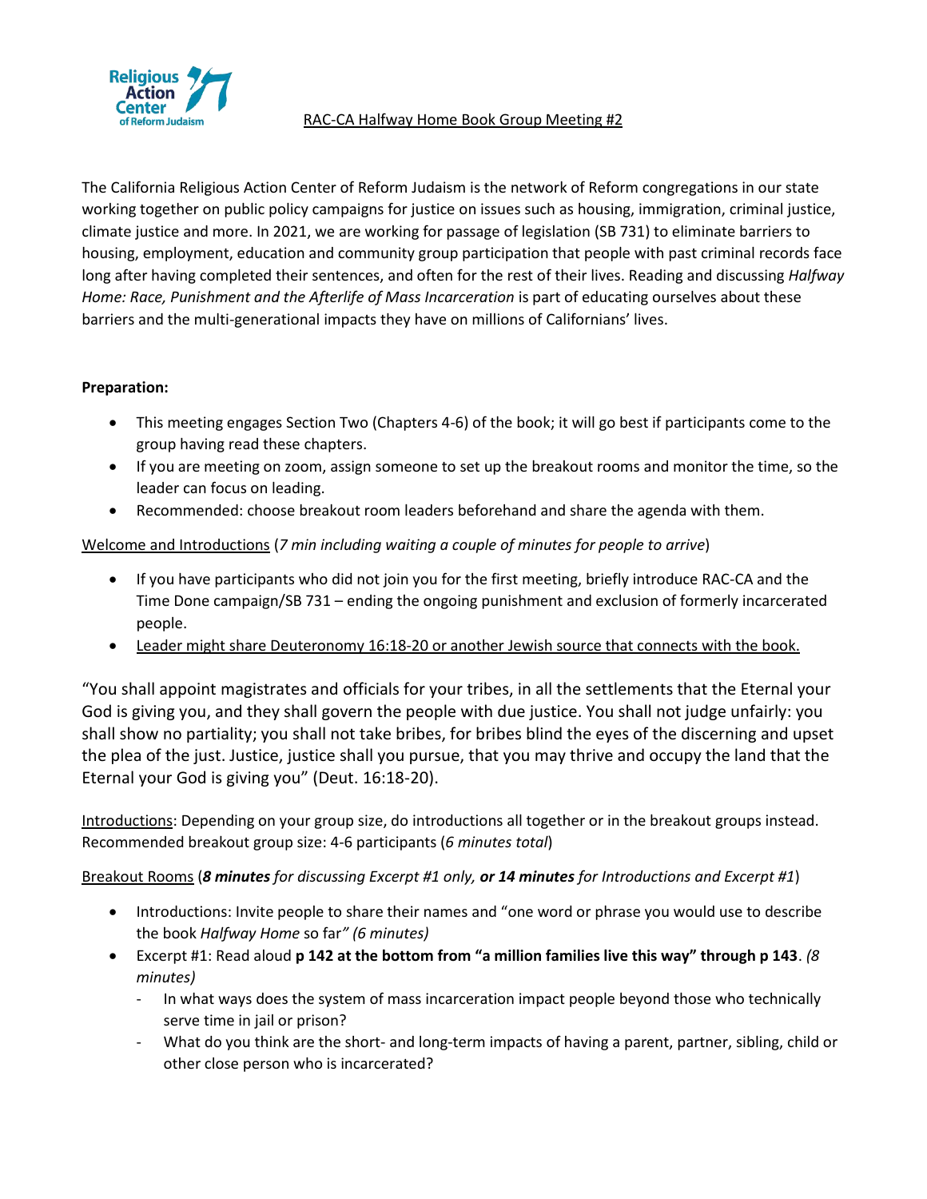RAC-CA Halfway Home Book Group Meeting #2

The California Religious Action Center of Reform Judaism is the network of Reform congregations in our state working together on public policy campaigns for justice on issues such as housing, immigration, criminal justice, climate justice and more. In 2021, we are working for passage of legislation (SB 731) to eliminate barriers to housing, employment, education and community group participation that people with past criminal records face long after having completed their sentences, and often for the rest of their lives. Reading and discussing *Halfway Home: Race, Punishment and the Afterlife of Mass Incarceration* is part of educating ourselves about these barriers and the multi-generational impacts they have on millions of Californians' lives.

**Preparation:**

- This meeting engages Section Two (Chapters 4-6) of the book; it will go best if participants come to the group having read these chapters.
- If you are meeting on zoom, assign someone to set up the breakout rooms and monitor the time, so the leader can focus on leading.
- Recommended: choose breakout room leaders beforehand and share the agenda with them.

Welcome and Introductions (*7 min including waiting a couple of minutes for people to arrive*)

- If you have participants who did not join you for the first meeting, briefly introduce RAC-CA and the Time Done campaign/SB 731 – ending the ongoing punishment and exclusion of formerly incarcerated people.
- Leader might share Deuteronomy 16:18-20 or another Jewish source that connects with the book.

"You shall appoint magistrates and officials for your tribes, in all the settlements that the Eternal your God is giving you, and they shall govern the people with due justice. You shall not judge unfairly: you shall show no partiality; you shall not take bribes, for bribes blind the eyes of the discerning and upset the plea of the just. Justice, justice shall you pursue, that you may thrive and occupy the land that the Eternal your God is giving you" (Deut. 16:18-20).

Introductions: Depending on your group size, do introductions all together or in the breakout groups instead. Recommended breakout group size: 4-6 participants (*6 minutes total*)

Breakout Rooms (***8 minutes*** *for discussing Excerpt #1 only,* ***or 14 minutes*** *for Introductions and Excerpt #1*)

- Introductions: Invite people to share their names and "one word or phrase you would use to describe the book *Halfway Home* so far*" (6 minutes)*
- Excerpt #1: Read aloud **p 142 at the bottom from "a million families live this way" through p 143**. *(8 minutes)*
    - In what ways does the system of mass incarceration impact people beyond those who technically serve time in jail or prison?
    - What do you think are the short- and long-term impacts of having a parent, partner, sibling, child or other close person who is incarcerated?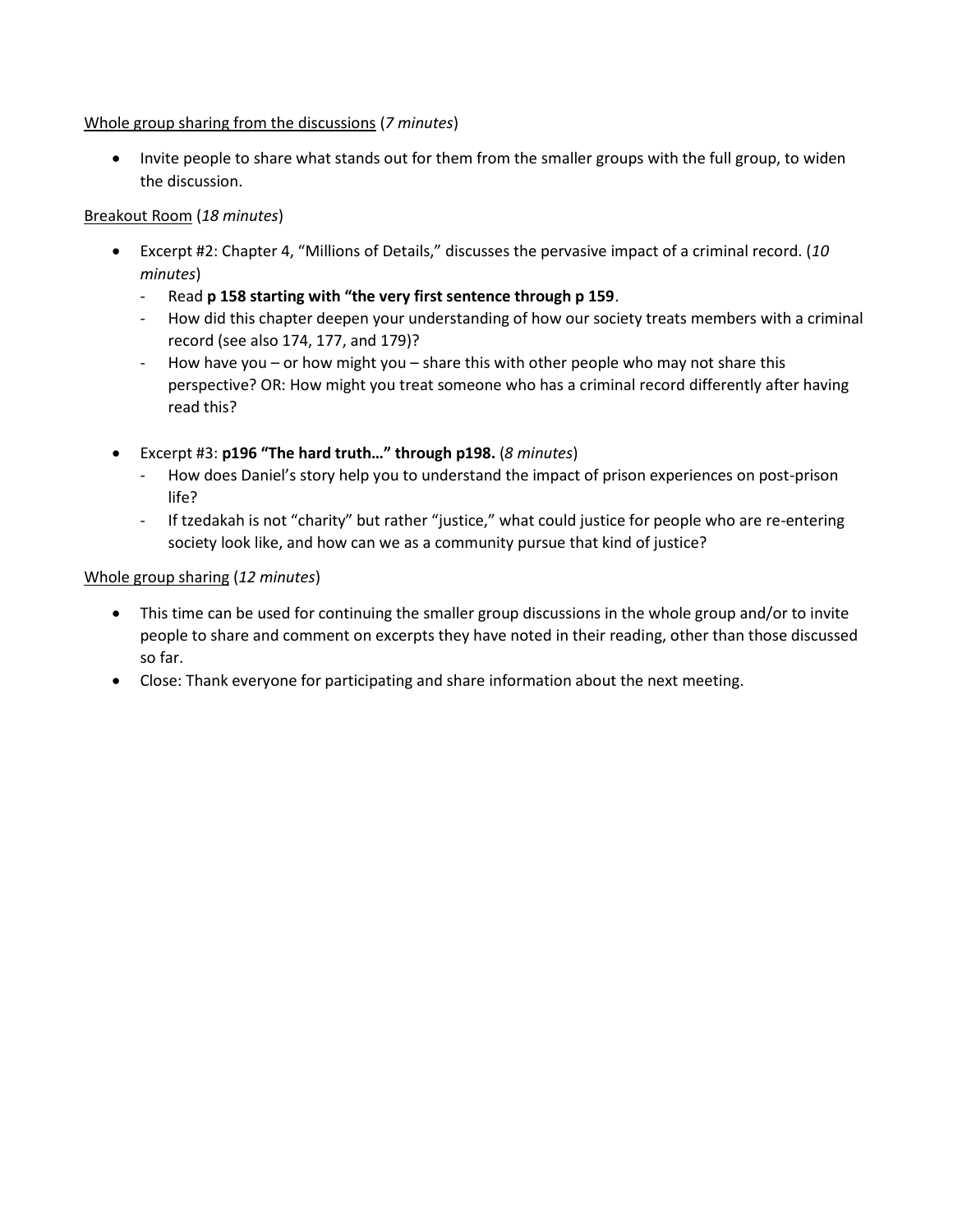Whole group sharing from the discussions (*7 minutes*)

- Invite people to share what stands out for them from the smaller groups with the full group, to widen the discussion.

Breakout Room (*18 minutes*)

- Excerpt #2: Chapter 4, "Millions of Details," discusses the pervasive impact of a criminal record. (*10 minutes*)
  - Read **p 158 starting with "the very first sentence through p 159**.
  - How did this chapter deepen your understanding of how our society treats members with a criminal record (see also 174, 177, and 179)?
  - How have you – or how might you – share this with other people who may not share this perspective? OR: How might you treat someone who has a criminal record differently after having read this?

- Excerpt #3: **p196 "The hard truth…" through p198.** (*8 minutes*)
  - How does Daniel's story help you to understand the impact of prison experiences on post-prison life?
  - If tzedakah is not "charity" but rather "justice," what could justice for people who are re-entering society look like, and how can we as a community pursue that kind of justice?

Whole group sharing (*12 minutes*)

- This time can be used for continuing the smaller group discussions in the whole group and/or to invite people to share and comment on excerpts they have noted in their reading, other than those discussed so far.
- Close: Thank everyone for participating and share information about the next meeting.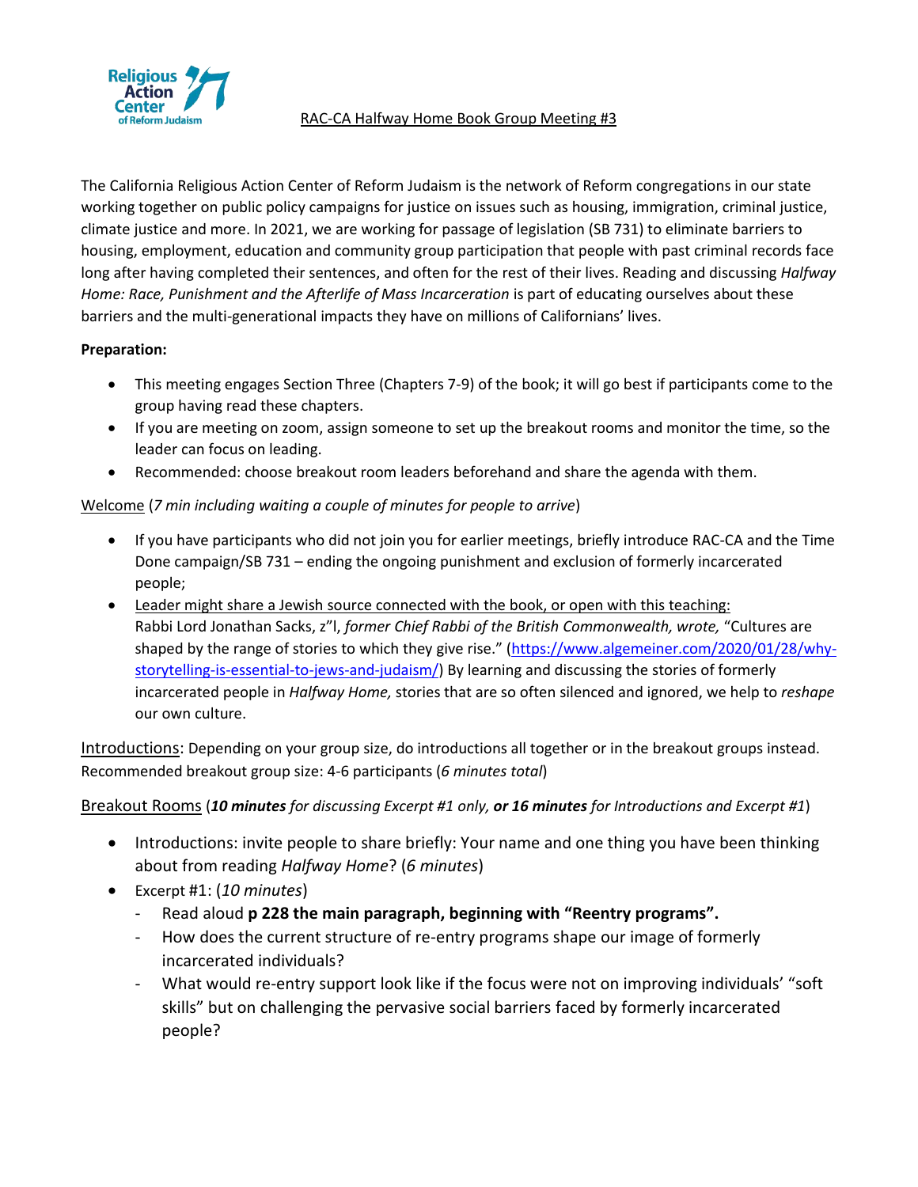# RAC-CA Halfway Home Book Group Meeting #3

The California Religious Action Center of Reform Judaism is the network of Reform congregations in our state working together on public policy campaigns for justice on issues such as housing, immigration, criminal justice, climate justice and more. In 2021, we are working for passage of legislation (SB 731) to eliminate barriers to housing, employment, education and community group participation that people with past criminal records face long after having completed their sentences, and often for the rest of their lives. Reading and discussing *Halfway Home: Race, Punishment and the Afterlife of Mass Incarceration* is part of educating ourselves about these barriers and the multi-generational impacts they have on millions of Californians' lives.

**Preparation:**

- This meeting engages Section Three (Chapters 7-9) of the book; it will go best if participants come to the group having read these chapters.
- If you are meeting on zoom, assign someone to set up the breakout rooms and monitor the time, so the leader can focus on leading.
- Recommended: choose breakout room leaders beforehand and share the agenda with them.

Welcome (*7 min including waiting a couple of minutes for people to arrive*)

- If you have participants who did not join you for earlier meetings, briefly introduce RAC-CA and the Time Done campaign/SB 731 – ending the ongoing punishment and exclusion of formerly incarcerated people;
- Leader might share a Jewish source connected with the book, or open with this teaching:
  Rabbi Lord Jonathan Sacks, z"l, *former Chief Rabbi of the British Commonwealth, wrote,* "Cultures are shaped by the range of stories to which they give rise." (https://www.algemeiner.com/2020/01/28/why-storytelling-is-essential-to-jews-and-judaism/) By learning and discussing the stories of formerly incarcerated people in *Halfway Home,* stories that are so often silenced and ignored, we help to *reshape* our own culture.

Introductions: Depending on your group size, do introductions all together or in the breakout groups instead. Recommended breakout group size: 4-6 participants (*6 minutes total*)

Breakout Rooms (***10 minutes*** *for discussing Excerpt #1 only,* ***or 16 minutes*** *for Introductions and Excerpt #1*)

- Introductions: invite people to share briefly: Your name and one thing you have been thinking about from reading *Halfway Home*? (*6 minutes*)
- Excerpt #1: (*10 minutes*)
  - Read aloud **p 228 the main paragraph, beginning with "Reentry programs".**
  - How does the current structure of re-entry programs shape our image of formerly incarcerated individuals?
  - What would re-entry support look like if the focus were not on improving individuals' "soft skills" but on challenging the pervasive social barriers faced by formerly incarcerated people?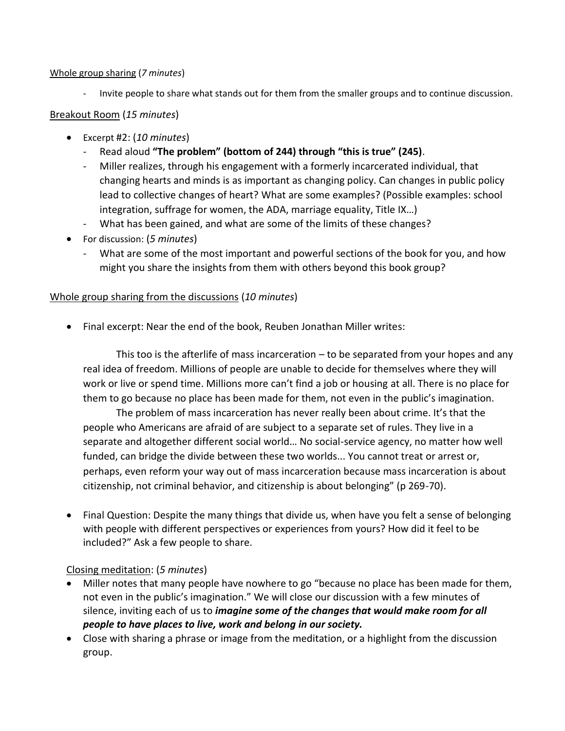Whole group sharing (*7 minutes*)

- Invite people to share what stands out for them from the smaller groups and to continue discussion.

Breakout Room (*15 minutes*)

- Excerpt #2: (*10 minutes*)
  - Read aloud **"The problem" (bottom of 244) through "this is true" (245)**.
  - Miller realizes, through his engagement with a formerly incarcerated individual, that changing hearts and minds is as important as changing policy. Can changes in public policy lead to collective changes of heart? What are some examples? (Possible examples: school integration, suffrage for women, the ADA, marriage equality, Title IX…)
  - What has been gained, and what are some of the limits of these changes?
- For discussion: (*5 minutes*)
  - What are some of the most important and powerful sections of the book for you, and how might you share the insights from them with others beyond this book group?

Whole group sharing from the discussions (*10 minutes*)

- Final excerpt: Near the end of the book, Reuben Jonathan Miller writes:

  This too is the afterlife of mass incarceration – to be separated from your hopes and any real idea of freedom. Millions of people are unable to decide for themselves where they will work or live or spend time. Millions more can't find a job or housing at all. There is no place for them to go because no place has been made for them, not even in the public's imagination.

  The problem of mass incarceration has never really been about crime. It's that the people who Americans are afraid of are subject to a separate set of rules. They live in a separate and altogether different social world… No social-service agency, no matter how well funded, can bridge the divide between these two worlds... You cannot treat or arrest or, perhaps, even reform your way out of mass incarceration because mass incarceration is about citizenship, not criminal behavior, and citizenship is about belonging" (p 269-70).

- Final Question: Despite the many things that divide us, when have you felt a sense of belonging with people with different perspectives or experiences from yours? How did it feel to be included?" Ask a few people to share.

Closing meditation: (*5 minutes*)

- Miller notes that many people have nowhere to go "because no place has been made for them, not even in the public's imagination." We will close our discussion with a few minutes of silence, inviting each of us to ***imagine some of the changes that would make room for all people to have places to live, work and belong in our society.***
- Close with sharing a phrase or image from the meditation, or a highlight from the discussion group.